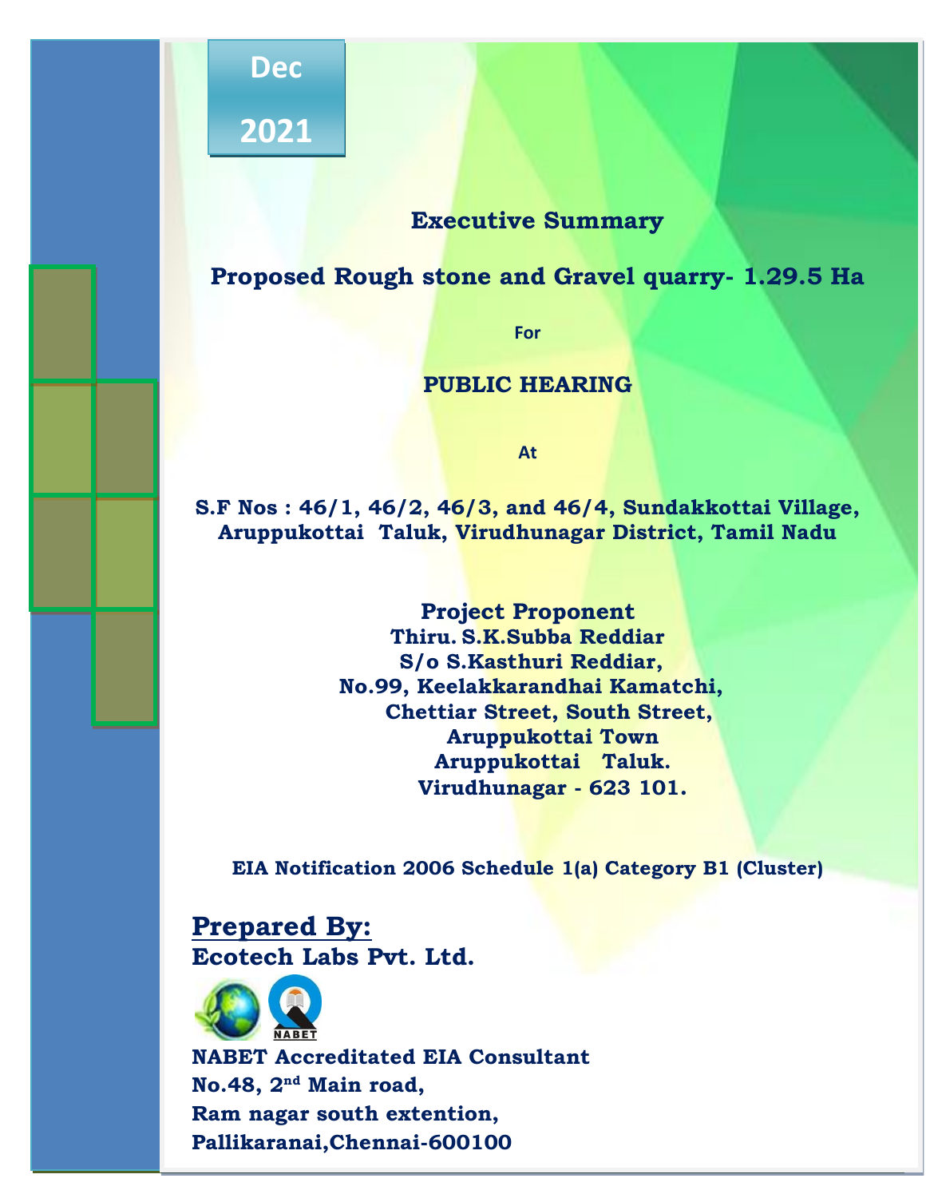Dec 2021

# Executive Summary

## Proposed Rough stone and Gravel quarry- 1.29.5 Ha

For

## PUBLIC HEARING

At

**S.F Nos : 46/1, 46/2, 46/3, and 46/4, Sundakkottai Village, Aruppukottai Taluk, Virudhunagar District, Tamil Nadu**

**Project Proponent**
**Thiru. S.K.Subba Reddiar**
**S/o S.Kasthuri Reddiar,**
**No.99, Keelakkarandhai Kamatchi,**
**Chettiar Street, South Street,**
**Aruppukottai Town**
**Aruppukottai Taluk.**
**Virudhunagar - 623 101.**

**EIA Notification 2006 Schedule 1(a) Category B1 (Cluster)**

**Prepared By:**
**Ecotech Labs Pvt. Ltd.**

NABET

**NABET Accreditated EIA Consultant**
**No.48, 2nd Main road,**
**Ram nagar south extention,**
**Pallikaranai,Chennai-600100**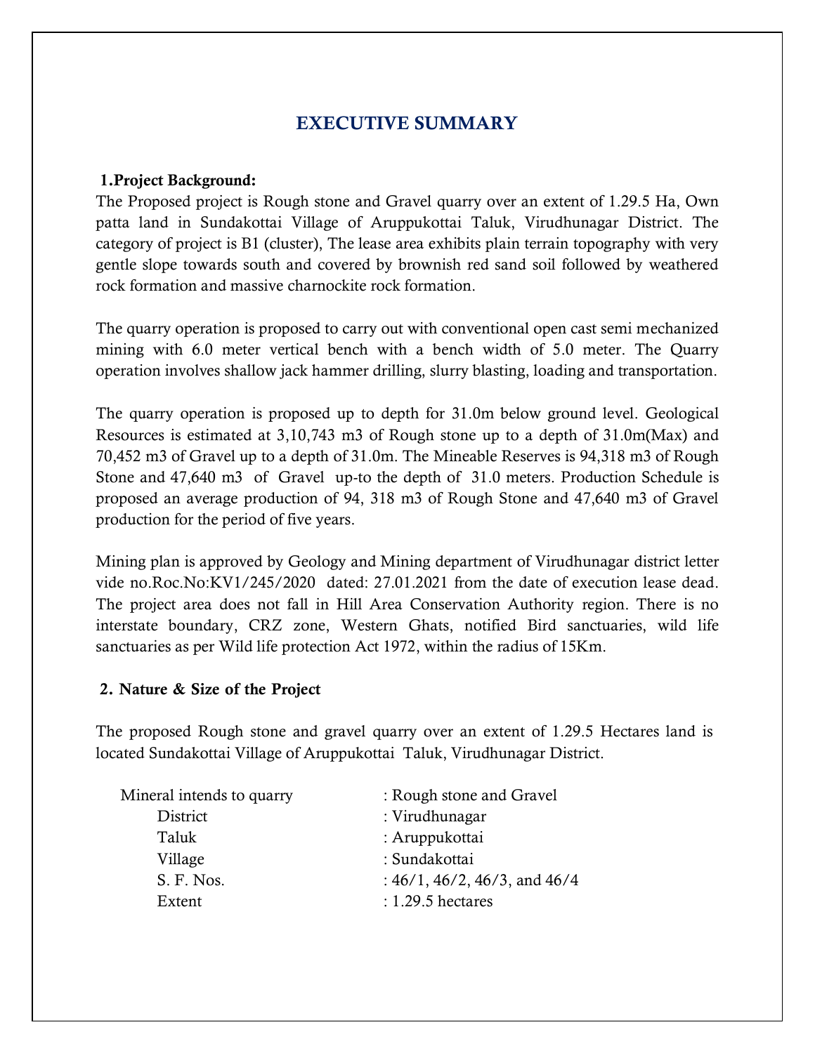# EXECUTIVE SUMMARY

**1.Project Background:**

The Proposed project is Rough stone and Gravel quarry over an extent of 1.29.5 Ha, Own patta land in Sundakottai Village of Aruppukottai Taluk, Virudhunagar District. The category of project is B1 (cluster), The lease area exhibits plain terrain topography with very gentle slope towards south and covered by brownish red sand soil followed by weathered rock formation and massive charnockite rock formation.

The quarry operation is proposed to carry out with conventional open cast semi mechanized mining with 6.0 meter vertical bench with a bench width of 5.0 meter. The Quarry operation involves shallow jack hammer drilling, slurry blasting, loading and transportation.

The quarry operation is proposed up to depth for 31.0m below ground level. Geological Resources is estimated at 3,10,743 m3 of Rough stone up to a depth of 31.0m(Max) and 70,452 m3 of Gravel up to a depth of 31.0m. The Mineable Reserves is 94,318 m3 of Rough Stone and 47,640 m3 of Gravel up-to the depth of 31.0 meters. Production Schedule is proposed an average production of 94, 318 m3 of Rough Stone and 47,640 m3 of Gravel production for the period of five years.

Mining plan is approved by Geology and Mining department of Virudhunagar district letter vide no.Roc.No:KV1/245/2020 dated: 27.01.2021 from the date of execution lease dead. The project area does not fall in Hill Area Conservation Authority region. There is no interstate boundary, CRZ zone, Western Ghats, notified Bird sanctuaries, wild life sanctuaries as per Wild life protection Act 1972, within the radius of 15Km.

**2. Nature & Size of the Project**

The proposed Rough stone and gravel quarry over an extent of 1.29.5 Hectares land is located Sundakottai Village of Aruppukottai Taluk, Virudhunagar District.

| | |
|---|---|
| Mineral intends to quarry | : Rough stone and Gravel |
| District | : Virudhunagar |
| Taluk | : Aruppukottai |
| Village | : Sundakottai |
| S. F. Nos. | : 46/1, 46/2, 46/3, and 46/4 |
| Extent | : 1.29.5 hectares |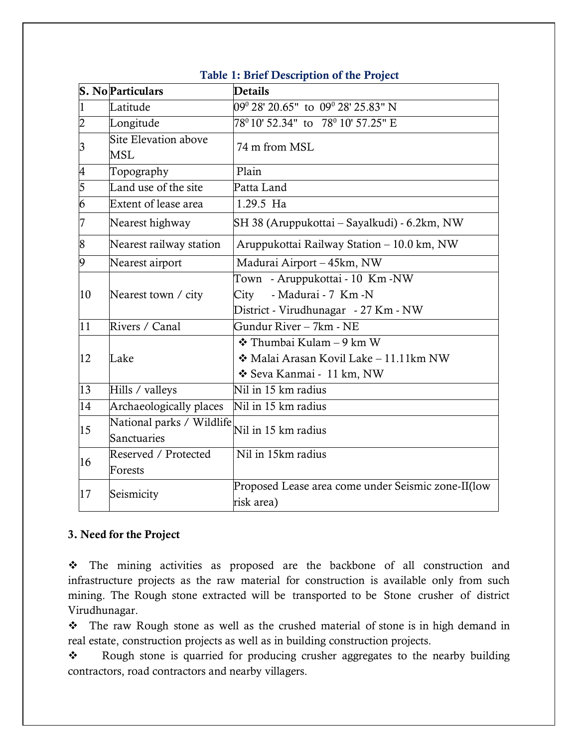**Table 1: Brief Description of the Project**

| S. No | Particulars | Details |
|---|---|---|
| 1 | Latitude | $09^0$ 28' 20.65" to $09^0$ 28' 25.83" N |
| 2 | Longitude | $78^0$ 10' 52.34" to $78^0$ 10' 57.25" E |
| 3 | Site Elevation above MSL | 74 m from MSL |
| 4 | Topography | Plain |
| 5 | Land use of the site | Patta Land |
| 6 | Extent of lease area | 1.29.5 Ha |
| 7 | Nearest highway | SH 38 (Aruppukottai – Sayalkudi) - 6.2km, NW |
| 8 | Nearest railway station | Aruppukottai Railway Station – 10.0 km, NW |
| 9 | Nearest airport | Madurai Airport – 45km, NW |
| 10 | Nearest town / city | Town - Aruppukottai - 10 Km -NW<br>City - Madurai - 7 Km -N<br>District - Virudhunagar - 27 Km - NW |
| 11 | Rivers / Canal | Gundur River – 7km - NE |
| 12 | Lake | ❖ Thumbai Kulam – 9 km W<br>❖ Malai Arasan Kovil Lake – 11.11km NW<br>❖ Seva Kanmai - 11 km, NW |
| 13 | Hills / valleys | Nil in 15 km radius |
| 14 | Archaeologically places | Nil in 15 km radius |
| 15 | National parks / Wildlife Sanctuaries | Nil in 15 km radius |
| 16 | Reserved / Protected Forests | Nil in 15km radius |
| 17 | Seismicity | Proposed Lease area come under Seismic zone-II(low risk area) |

**3. Need for the Project**

❖ The mining activities as proposed are the backbone of all construction and infrastructure projects as the raw material for construction is available only from such mining. The Rough stone extracted will be transported to be Stone crusher of district Virudhunagar.

❖ The raw Rough stone as well as the crushed material of stone is in high demand in real estate, construction projects as well as in building construction projects.

❖ Rough stone is quarried for producing crusher aggregates to the nearby building contractors, road contractors and nearby villagers.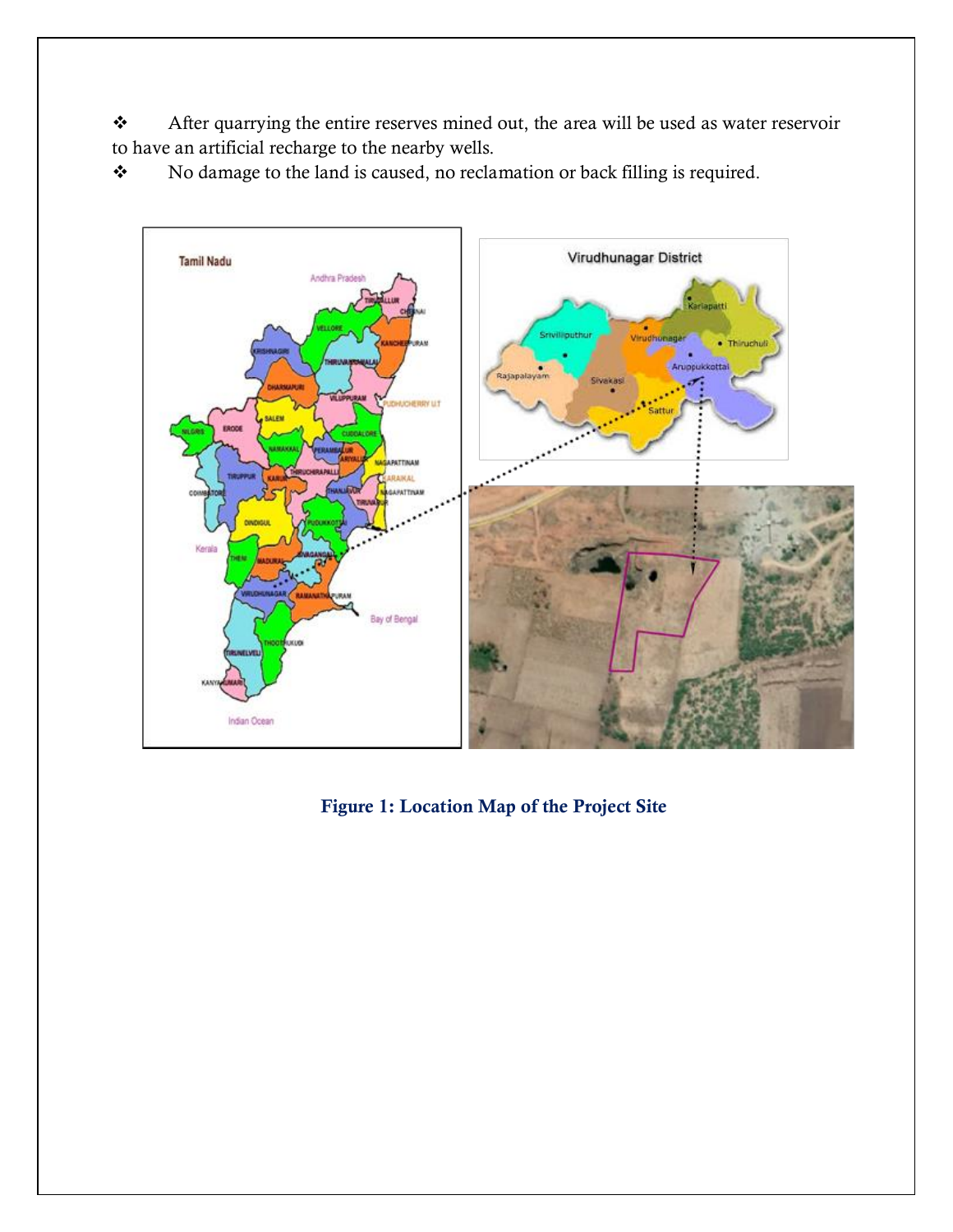- After quarrying the entire reserves mined out, the area will be used as water reservoir to have an artificial recharge to the nearby wells.
- No damage to the land is caused, no reclamation or back filling is required.

**Figure 1: Location Map of the Project Site**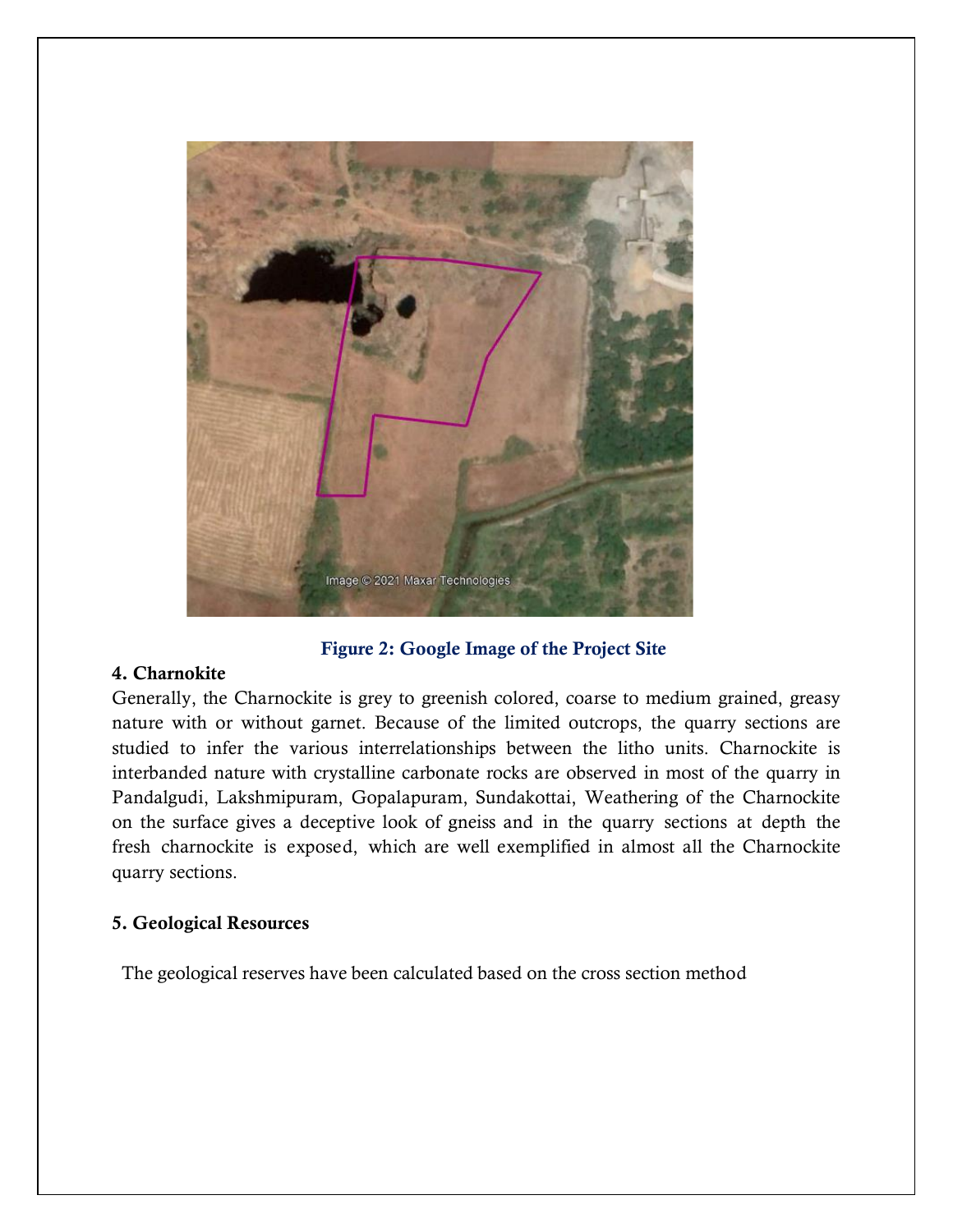Figure 2: Google Image of the Project Site

## 4. Charnokite

Generally, the Charnockite is grey to greenish colored, coarse to medium grained, greasy nature with or without garnet. Because of the limited outcrops, the quarry sections are studied to infer the various interrelationships between the litho units. Charnockite is interbanded nature with crystalline carbonate rocks are observed in most of the quarry in Pandalgudi, Lakshmipuram, Gopalapuram, Sundakottai, Weathering of the Charnockite on the surface gives a deceptive look of gneiss and in the quarry sections at depth the fresh charnockite is exposed, which are well exemplified in almost all the Charnockite quarry sections.

## 5. Geological Resources

The geological reserves have been calculated based on the cross section method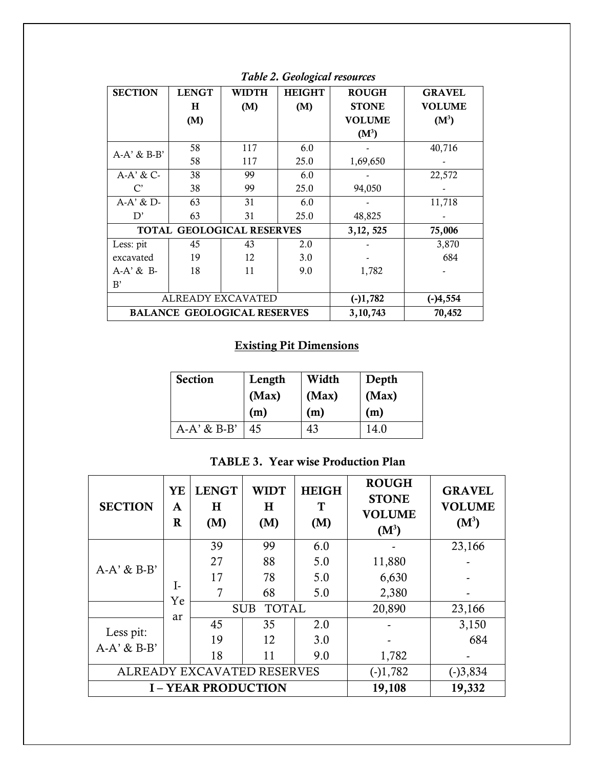*Table 2. Geological resources*

| SECTION | LENGTH (M) | WIDTH (M) | HEIGHT (M) | ROUGH STONE VOLUME ($M^3$) | GRAVEL VOLUME ($M^3$) |
|---|---|---|---|---|---|
| A-A' & B-B' | 58 | 117 | 6.0 | - | 40,716 |
| | 58 | 117 | 25.0 | 1,69,650 | - |
| A-A' & C-C' | 38 | 99 | 6.0 | - | 22,572 |
| | 38 | 99 | 25.0 | 94,050 | - |
| A-A' & D-D' | 63 | 31 | 6.0 | - | 11,718 |
| | 63 | 31 | 25.0 | 48,825 | - |
| **TOTAL GEOLOGICAL RESERVES** | | | | **3,12, 525** | **75,006** |
| Less: pit excavated A-A' & B-B' | 45 | 43 | 2.0 | - | 3,870 |
| | 19 | 12 | 3.0 | - | 684 |
| | 18 | 11 | 9.0 | 1,782 | - |
| ALREADY EXCAVATED | | | | **(-)1,782** | **(-)4,554** |
| **BALANCE GEOLOGICAL RESERVES** | | | | **3,10,743** | **70,452** |

## Existing Pit Dimensions

| Section | Length (Max) (m) | Width (Max) (m) | Depth (Max) (m) |
|---|---|---|---|
| A-A' & B-B' | 45 | 43 | 14.0 |

**TABLE 3. Year wise Production Plan**

| SECTION | YEAR | LENGTH (M) | WIDTH (M) | HEIGHT (M) | ROUGH STONE VOLUME ($M^3$) | GRAVEL VOLUME ($M^3$) |
|---|---|---|---|---|---|---|
| A-A' & B-B' | I-Year | 39 | 99 | 6.0 | - | 23,166 |
| | | 27 | 88 | 5.0 | 11,880 | - |
| | | 17 | 78 | 5.0 | 6,630 | - |
| | | 7 | 68 | 5.0 | 2,380 | - |
| | | SUB TOTAL | | | 20,890 | 23,166 |
| Less pit: A-A' & B-B' | | 45 | 35 | 2.0 | - | 3,150 |
| | | 19 | 12 | 3.0 | - | 684 |
| | | 18 | 11 | 9.0 | 1,782 | - |
| ALREADY EXCAVATED RESERVES | | | | | (-)1,782 | (-)3,834 |
| **I – YEAR PRODUCTION** | | | | | **19,108** | **19,332** |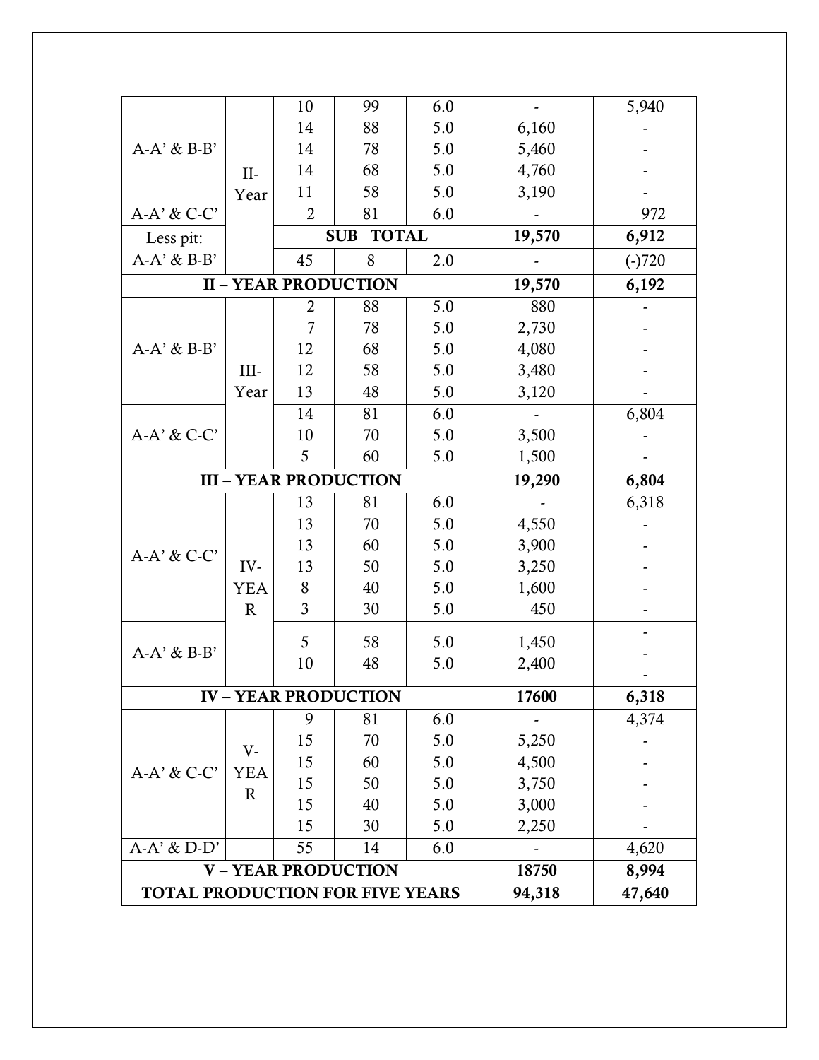| | | | | | | |
|---|---|---|---|---|---|---|
| A-A' & B-B' | II-Year | 10 | 99 | 6.0 | - | 5,940 |
| | | 14 | 88 | 5.0 | 6,160 | - |
| | | 14 | 78 | 5.0 | 5,460 | - |
| | | 14 | 68 | 5.0 | 4,760 | - |
| | | 11 | 58 | 5.0 | 3,190 | - |
| A-A' & C-C' | | 2 | 81 | 6.0 | - | 972 |
| Less pit: | | **SUB TOTAL** | | | **19,570** | **6,912** |
| A-A' & B-B' | | 45 | 8 | 2.0 | - | (-)720 |
| **II – YEAR PRODUCTION** | | | | | **19,570** | **6,192** |
| A-A' & B-B' | III-Year | 2 | 88 | 5.0 | 880 | - |
| | | 7 | 78 | 5.0 | 2,730 | - |
| | | 12 | 68 | 5.0 | 4,080 | - |
| | | 12 | 58 | 5.0 | 3,480 | - |
| | | 13 | 48 | 5.0 | 3,120 | - |
| A-A' & C-C' | | 14 | 81 | 6.0 | - | 6,804 |
| | | 10 | 70 | 5.0 | 3,500 | - |
| | | 5 | 60 | 5.0 | 1,500 | - |
| **III – YEAR PRODUCTION** | | | | | **19,290** | **6,804** |
| A-A' & C-C' | IV-YEAR | 13 | 81 | 6.0 | - | 6,318 |
| | | 13 | 70 | 5.0 | 4,550 | - |
| | | 13 | 60 | 5.0 | 3,900 | - |
| | | 13 | 50 | 5.0 | 3,250 | - |
| | | 8 | 40 | 5.0 | 1,600 | - |
| | | 3 | 30 | 5.0 | 450 | - |
| A-A' & B-B' | | 5 | 58 | 5.0 | 1,450 | - |
| | | 10 | 48 | 5.0 | 2,400 | - |
| **IV – YEAR PRODUCTION** | | | | | **17600** | **6,318** |
| A-A' & C-C' | V-YEAR | 9 | 81 | 6.0 | - | 4,374 |
| | | 15 | 70 | 5.0 | 5,250 | - |
| | | 15 | 60 | 5.0 | 4,500 | - |
| | | 15 | 50 | 5.0 | 3,750 | - |
| | | 15 | 40 | 5.0 | 3,000 | - |
| | | 15 | 30 | 5.0 | 2,250 | - |
| A-A' & D-D' | | 55 | 14 | 6.0 | - | 4,620 |
| **V – YEAR PRODUCTION** | | | | | **18750** | **8,994** |
| **TOTAL PRODUCTION FOR FIVE YEARS** | | | | | **94,318** | **47,640** |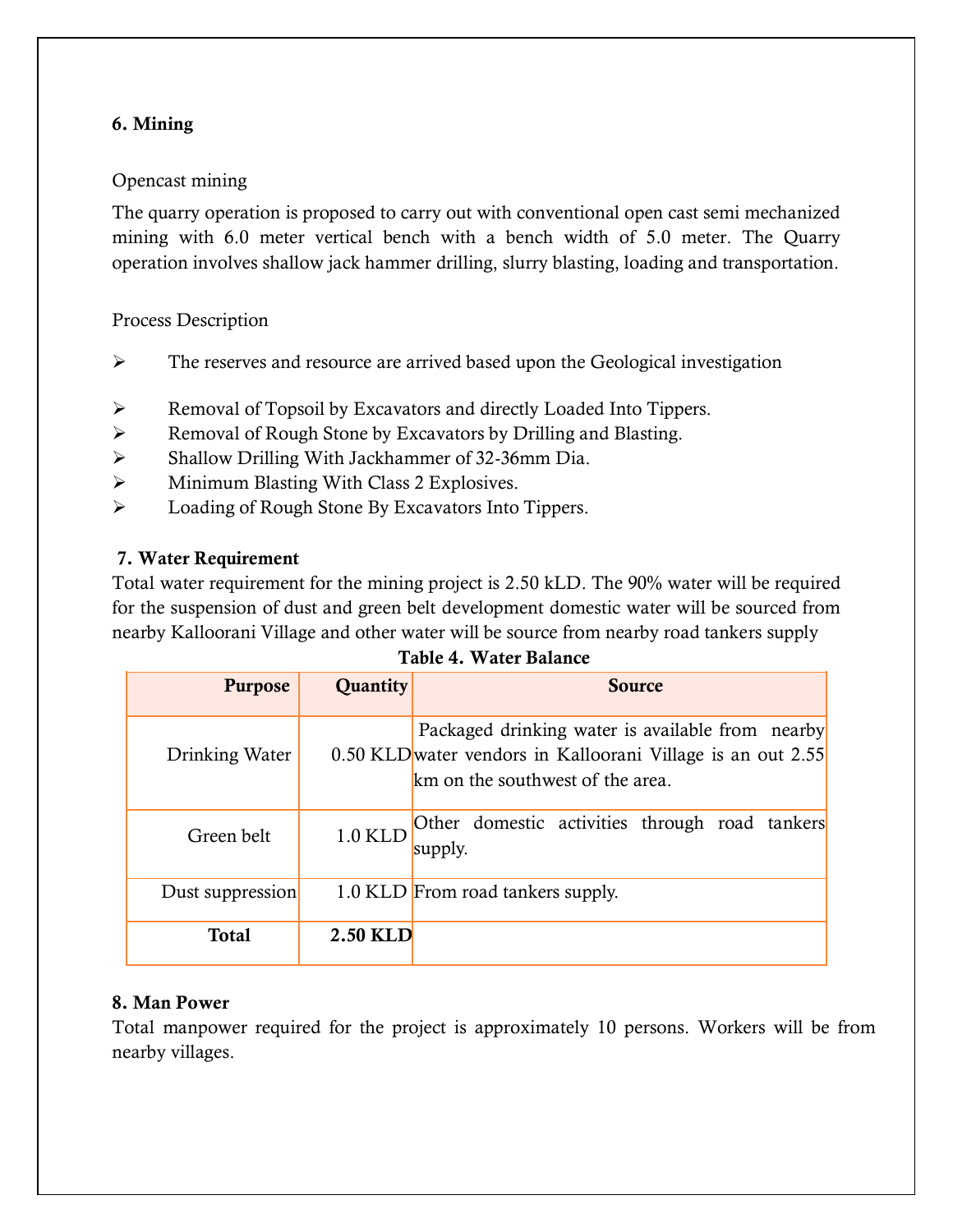**6. Mining**

Opencast mining

The quarry operation is proposed to carry out with conventional open cast semi mechanized mining with 6.0 meter vertical bench with a bench width of 5.0 meter. The Quarry operation involves shallow jack hammer drilling, slurry blasting, loading and transportation.

Process Description

- The reserves and resource are arrived based upon the Geological investigation
- Removal of Topsoil by Excavators and directly Loaded Into Tippers.
- Removal of Rough Stone by Excavators by Drilling and Blasting.
- Shallow Drilling With Jackhammer of 32-36mm Dia.
- Minimum Blasting With Class 2 Explosives.
- Loading of Rough Stone By Excavators Into Tippers.

**7. Water Requirement**

Total water requirement for the mining project is 2.50 kLD. The 90% water will be required for the suspension of dust and green belt development domestic water will be sourced from nearby Kalloorani Village and other water will be source from nearby road tankers supply

**Table 4. Water Balance**

| Purpose | Quantity | Source |
|---|---|---|
| Drinking Water | 0.50 KLD | Packaged drinking water is available from nearby water vendors in Kalloorani Village is an out 2.55 km on the southwest of the area. |
| Green belt | 1.0 KLD | Other domestic activities through road tankers supply. |
| Dust suppression | 1.0 KLD | From road tankers supply. |
| **Total** | **2.50 KLD** | |

**8. Man Power**

Total manpower required for the project is approximately 10 persons. Workers will be from nearby villages.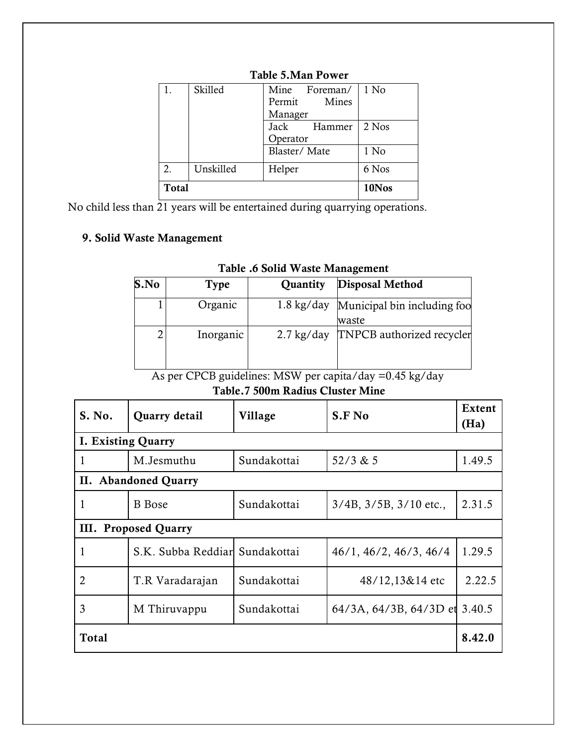**Table 5.Man Power**

| | | | |
|---|---|---|---|
| 1. | Skilled | Mine Foreman/ Permit Mines Manager | 1 No |
| | | Jack Hammer Operator | 2 Nos |
| | | Blaster/ Mate | 1 No |
| 2. | Unskilled | Helper | 6 Nos |
| **Total** | | | **10Nos** |

No child less than 21 years will be entertained during quarrying operations.

## 9. Solid Waste Management

**Table .6 Solid Waste Management**

| S.No | Type | Quantity | Disposal Method |
|---|---|---|---|
| 1 | Organic | 1.8 kg/day | Municipal bin including foo waste |
| 2 | Inorganic | 2.7 kg/day | TNPCB authorized recycler |

As per CPCB guidelines: MSW per capita/day =0.45 kg/day

**Table.7 500m Radius Cluster Mine**

| S. No. | Quarry detail | Village | S.F No | Extent (Ha) |
|---|---|---|---|---|
| **I. Existing Quarry** | | | | |
| 1 | M.Jesmuthu | Sundakottai | 52/3 & 5 | 1.49.5 |
| **II. Abandoned Quarry** | | | | |
| 1 | B Bose | Sundakottai | 3/4B, 3/5B, 3/10 etc., | 2.31.5 |
| **III. Proposed Quarry** | | | | |
| 1 | S.K. Subba Reddiar | Sundakottai | 46/1, 46/2, 46/3, 46/4 | 1.29.5 |
| 2 | T.R Varadarajan | Sundakottai | 48/12,13&14 etc | 2.22.5 |
| 3 | M Thiruvappu | Sundakottai | 64/3A, 64/3B, 64/3D et | 3.40.5 |
| **Total** | | | | **8.42.0** |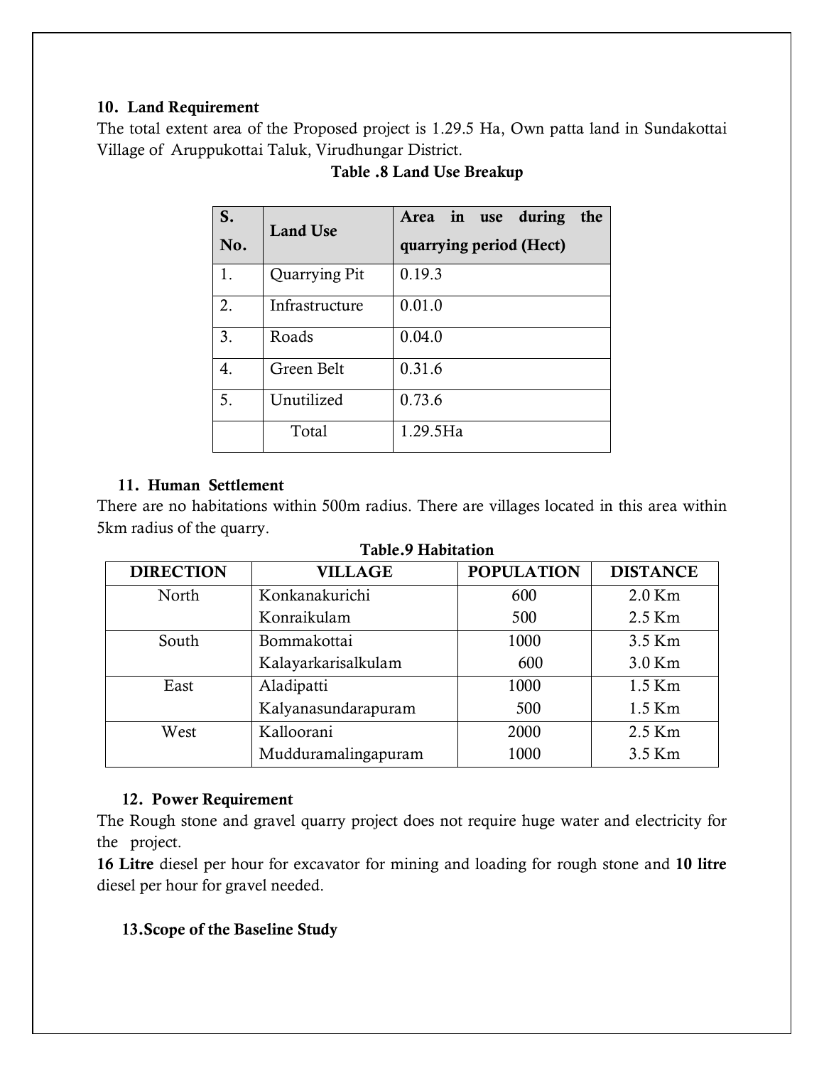**10. Land Requirement**

The total extent area of the Proposed project is 1.29.5 Ha, Own patta land in Sundakottai Village of Aruppukottai Taluk, Virudhungar District.

**Table .8 Land Use Breakup**

| S. No. | Land Use | Area in use during the quarrying period (Hect) |
|---|---|---|
| 1. | Quarrying Pit | 0.19.3 |
| 2. | Infrastructure | 0.01.0 |
| 3. | Roads | 0.04.0 |
| 4. | Green Belt | 0.31.6 |
| 5. | Unutilized | 0.73.6 |
| | Total | 1.29.5Ha |

**11. Human Settlement**

There are no habitations within 500m radius. There are villages located in this area within 5km radius of the quarry.

**Table.9 Habitation**

| DIRECTION | VILLAGE | POPULATION | DISTANCE |
|---|---|---|---|
| North | Konkanakurichi | 600 | 2.0 Km |
| | Konraikulam | 500 | 2.5 Km |
| South | Bommakottai | 1000 | 3.5 Km |
| | Kalayarkarisalkulam | 600 | 3.0 Km |
| East | Aladipatti | 1000 | 1.5 Km |
| | Kalyanasundarapuram | 500 | 1.5 Km |
| West | Kalloorani | 2000 | 2.5 Km |
| | Mudduramalingapuram | 1000 | 3.5 Km |

**12. Power Requirement**

The Rough stone and gravel quarry project does not require huge water and electricity for the project.

**16 Litre** diesel per hour for excavator for mining and loading for rough stone and **10 litre** diesel per hour for gravel needed.

**13.Scope of the Baseline Study**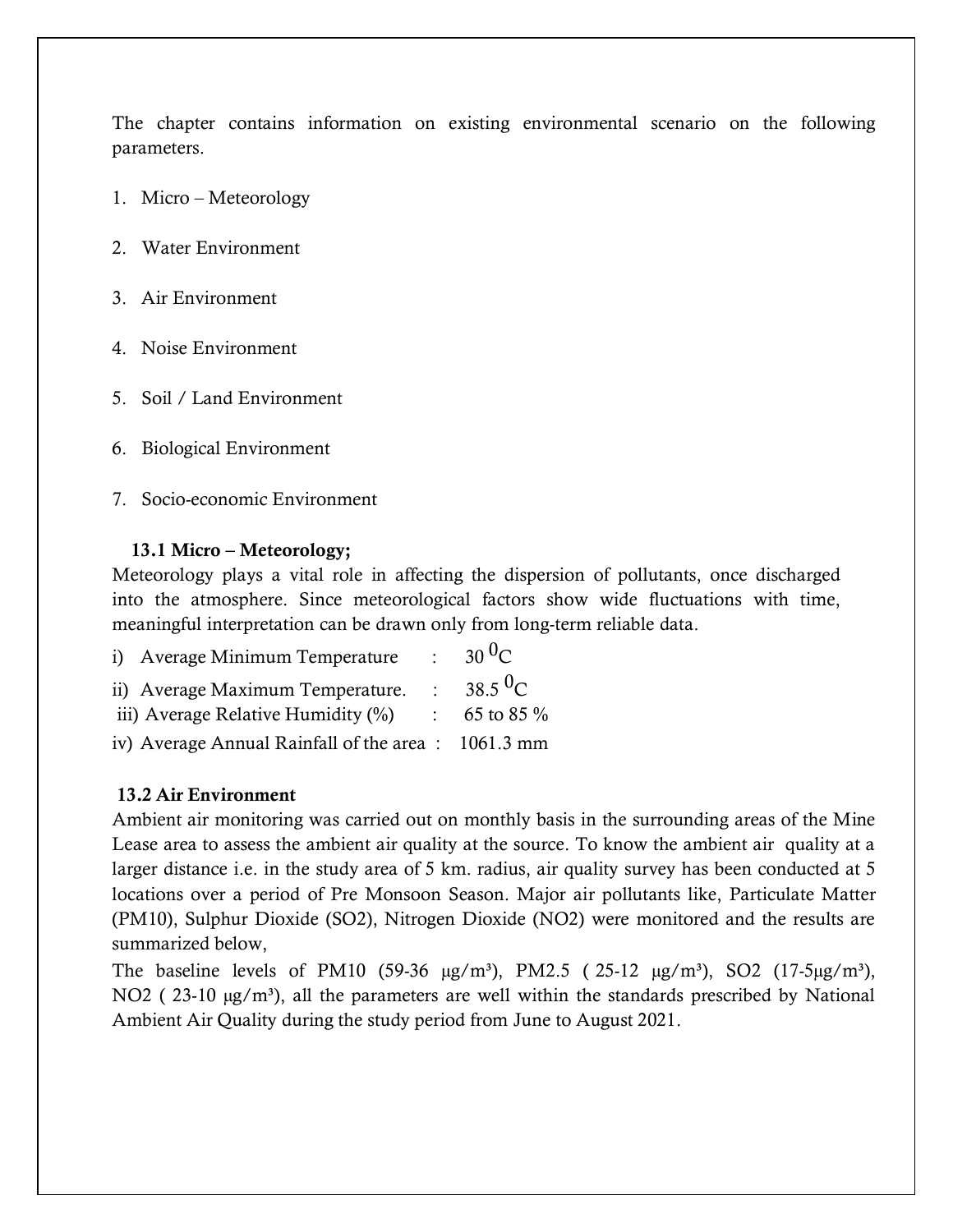The chapter contains information on existing environmental scenario on the following parameters.

1. Micro – Meteorology
2. Water Environment
3. Air Environment
4. Noise Environment
5. Soil / Land Environment
6. Biological Environment
7. Socio-economic Environment

### 13.1 Micro – Meteorology;

Meteorology plays a vital role in affecting the dispersion of pollutants, once discharged into the atmosphere. Since meteorological factors show wide fluctuations with time, meaningful interpretation can be drawn only from long-term reliable data.

i) Average Minimum Temperature : 30 $^0$C

ii) Average Maximum Temperature. : 38.5 $^0$C

iii) Average Relative Humidity (%) : 65 to 85 %

iv) Average Annual Rainfall of the area : 1061.3 mm

### 13.2 Air Environment

Ambient air monitoring was carried out on monthly basis in the surrounding areas of the Mine Lease area to assess the ambient air quality at the source. To know the ambient air quality at a larger distance i.e. in the study area of 5 km. radius, air quality survey has been conducted at 5 locations over a period of Pre Monsoon Season. Major air pollutants like, Particulate Matter (PM10), Sulphur Dioxide (SO2), Nitrogen Dioxide (NO2) were monitored and the results are summarized below,

The baseline levels of PM10 (59-36 µg/m³), PM2.5 ( 25-12 µg/m³), SO2 (17-5µg/m³), NO2 ( 23-10 µg/m³), all the parameters are well within the standards prescribed by National Ambient Air Quality during the study period from June to August 2021.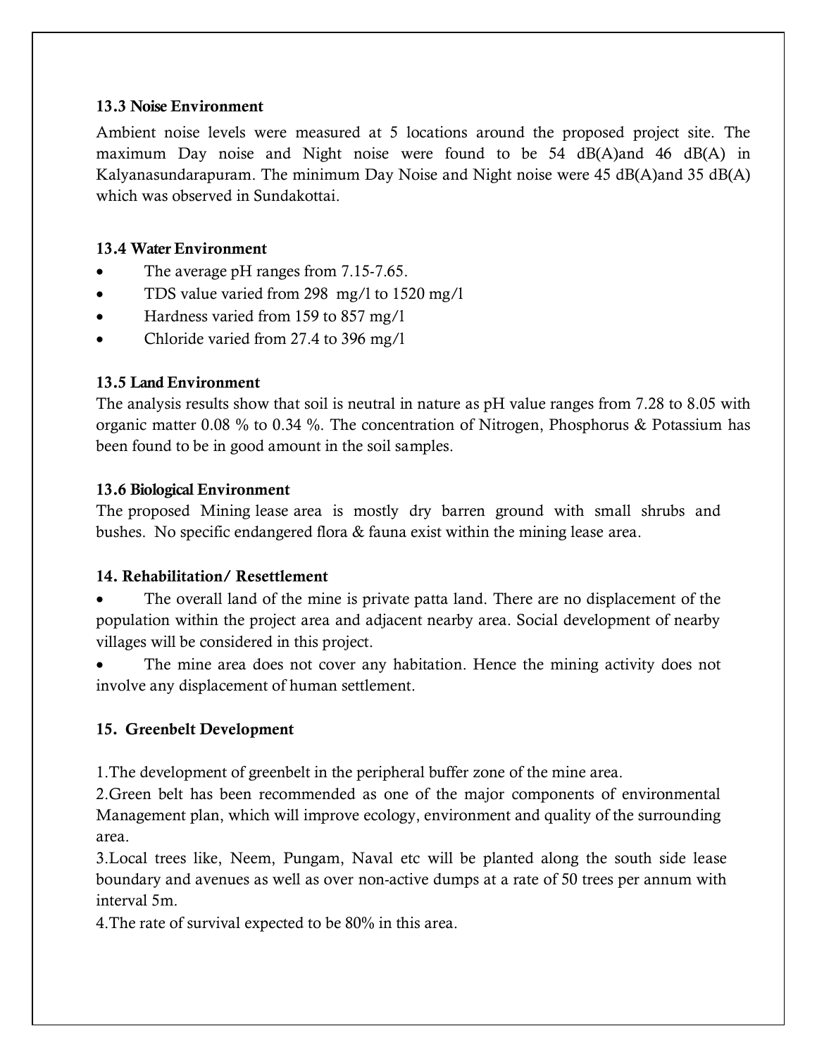### 13.3 Noise Environment

Ambient noise levels were measured at 5 locations around the proposed project site. The maximum Day noise and Night noise were found to be 54 dB(A)and 46 dB(A) in Kalyanasundarapuram. The minimum Day Noise and Night noise were 45 dB(A)and 35 dB(A) which was observed in Sundakottai.

### 13.4 Water Environment

- The average pH ranges from 7.15-7.65.
- TDS value varied from 298 mg/l to 1520 mg/l
- Hardness varied from 159 to 857 mg/l
- Chloride varied from 27.4 to 396 mg/l

### 13.5 Land Environment

The analysis results show that soil is neutral in nature as pH value ranges from 7.28 to 8.05 with organic matter 0.08 % to 0.34 %. The concentration of Nitrogen, Phosphorus & Potassium has been found to be in good amount in the soil samples.

### 13.6 Biological Environment

The proposed Mining lease area is mostly dry barren ground with small shrubs and bushes. No specific endangered flora & fauna exist within the mining lease area.

### 14. Rehabilitation/ Resettlement

- The overall land of the mine is private patta land. There are no displacement of the population within the project area and adjacent nearby area. Social development of nearby villages will be considered in this project.
- The mine area does not cover any habitation. Hence the mining activity does not involve any displacement of human settlement.

### 15. Greenbelt Development

1.The development of greenbelt in the peripheral buffer zone of the mine area.
2.Green belt has been recommended as one of the major components of environmental Management plan, which will improve ecology, environment and quality of the surrounding area.
3.Local trees like, Neem, Pungam, Naval etc will be planted along the south side lease boundary and avenues as well as over non-active dumps at a rate of 50 trees per annum with interval 5m.
4.The rate of survival expected to be 80% in this area.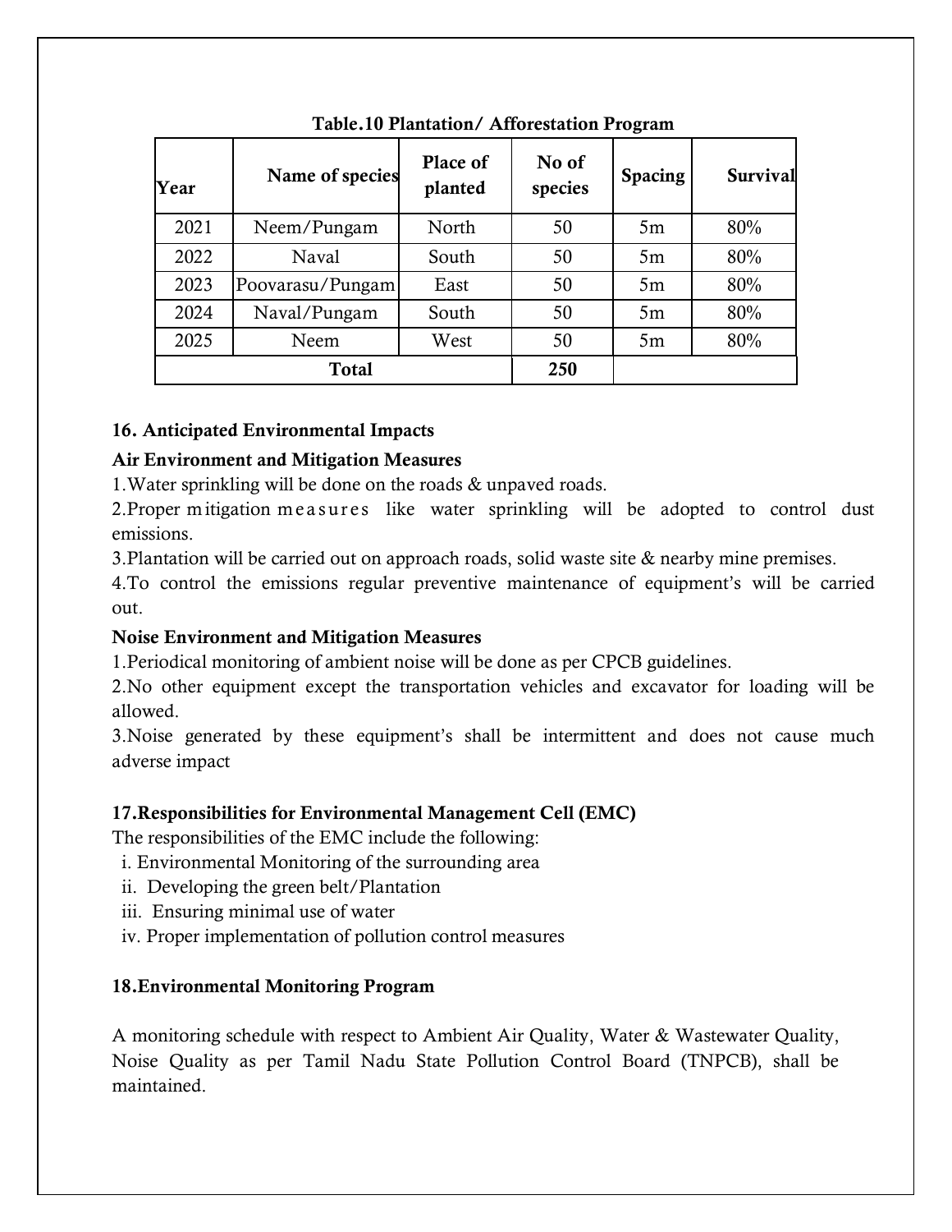**Table.10 Plantation/ Afforestation Program**

| Year | Name of species | Place of planted | No of species | Spacing | Survival |
|---|---|---|---|---|---|
| 2021 | Neem/Pungam | North | 50 | 5m | 80% |
| 2022 | Naval | South | 50 | 5m | 80% |
| 2023 | Poovarasu/Pungam | East | 50 | 5m | 80% |
| 2024 | Naval/Pungam | South | 50 | 5m | 80% |
| 2025 | Neem | West | 50 | 5m | 80% |
| **Total** | | | **250** | | |

**16. Anticipated Environmental Impacts**

**Air Environment and Mitigation Measures**

1.Water sprinkling will be done on the roads & unpaved roads.

2.Proper mitigation measures like water sprinkling will be adopted to control dust emissions.

3.Plantation will be carried out on approach roads, solid waste site & nearby mine premises.

4.To control the emissions regular preventive maintenance of equipment's will be carried out.

**Noise Environment and Mitigation Measures**

1.Periodical monitoring of ambient noise will be done as per CPCB guidelines.

2.No other equipment except the transportation vehicles and excavator for loading will be allowed.

3.Noise generated by these equipment's shall be intermittent and does not cause much adverse impact

**17.Responsibilities for Environmental Management Cell (EMC)**

The responsibilities of the EMC include the following:

i. Environmental Monitoring of the surrounding area  
ii. Developing the green belt/Plantation  
iii. Ensuring minimal use of water  
iv. Proper implementation of pollution control measures

**18.Environmental Monitoring Program**

A monitoring schedule with respect to Ambient Air Quality, Water & Wastewater Quality, Noise Quality as per Tamil Nadu State Pollution Control Board (TNPCB), shall be maintained.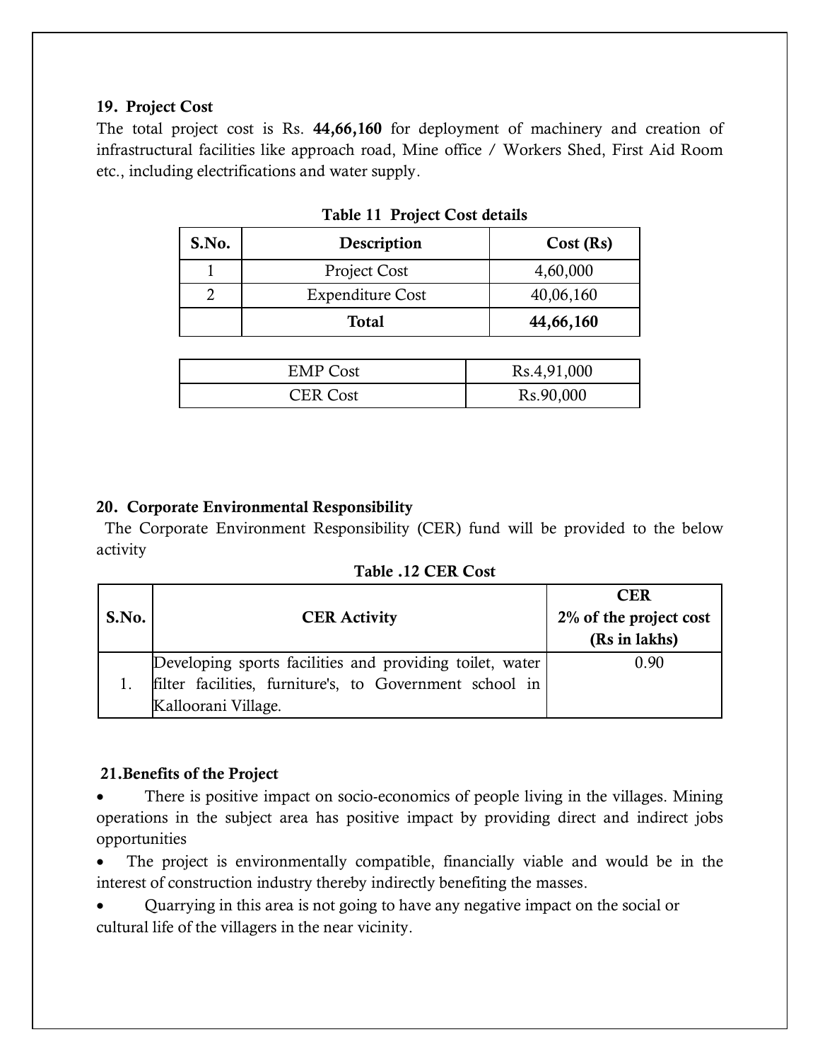## 19. Project Cost

The total project cost is Rs. **44,66,160** for deployment of machinery and creation of infrastructural facilities like approach road, Mine office / Workers Shed, First Aid Room etc., including electrifications and water supply.

**Table 11 Project Cost details**

| S.No. | Description | Cost (Rs) |
|---|---|---|
| 1 | Project Cost | 4,60,000 |
| 2 | Expenditure Cost | 40,06,160 |
| | **Total** | **44,66,160** |

| | |
|---|---|
| EMP Cost | Rs.4,91,000 |
| CER Cost | Rs.90,000 |

## 20. Corporate Environmental Responsibility

The Corporate Environment Responsibility (CER) fund will be provided to the below activity

**Table .12 CER Cost**

| S.No. | CER Activity | CER 2% of the project cost (Rs in lakhs) |
|---|---|---|
| 1. | Developing sports facilities and providing toilet, water filter facilities, furniture's, to Government school in Kalloorani Village. | 0.90 |

## 21.Benefits of the Project

- There is positive impact on socio-economics of people living in the villages. Mining operations in the subject area has positive impact by providing direct and indirect jobs opportunities
- The project is environmentally compatible, financially viable and would be in the interest of construction industry thereby indirectly benefiting the masses.
- Quarrying in this area is not going to have any negative impact on the social or cultural life of the villagers in the near vicinity.